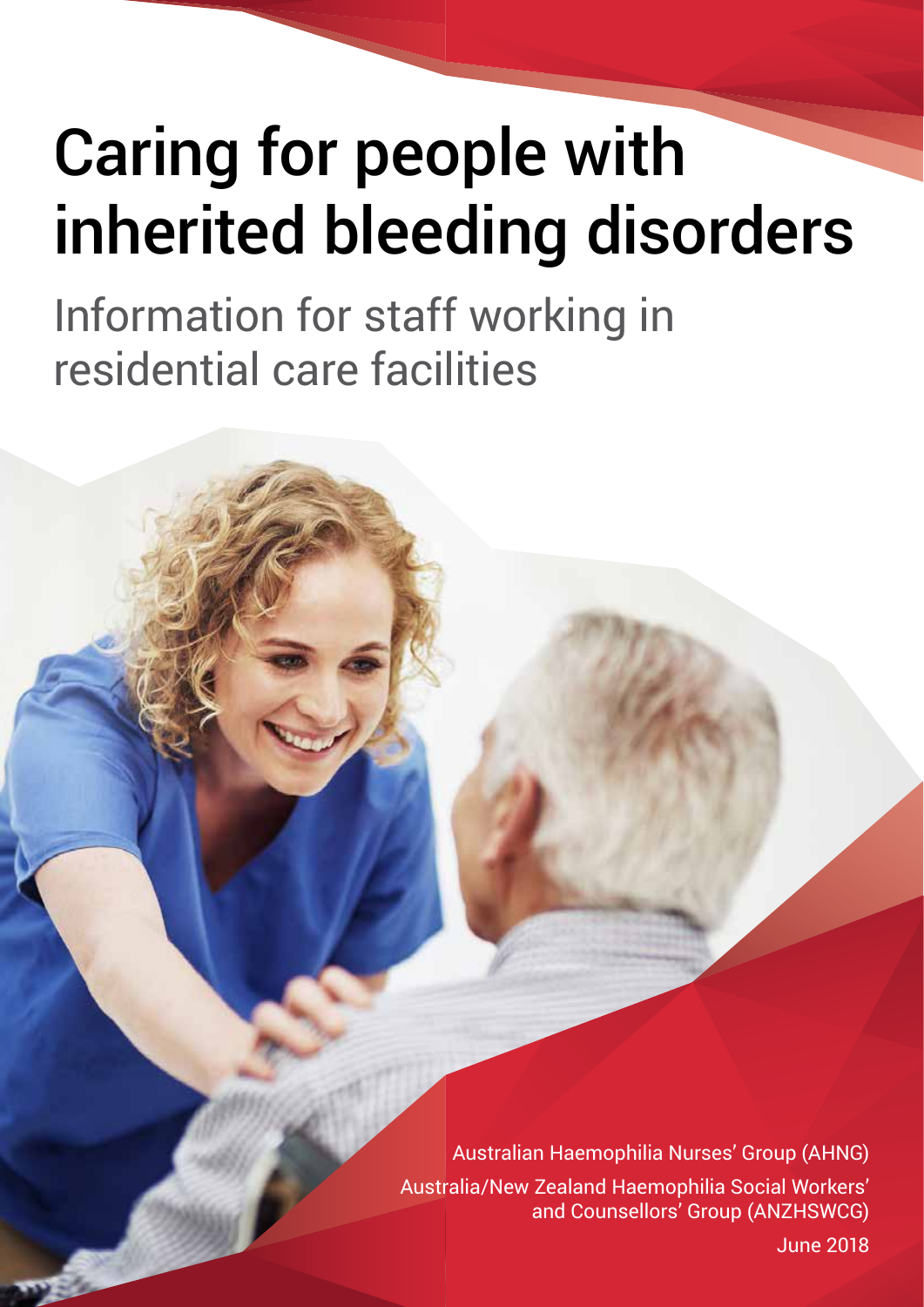# Caring for people with inherited bleeding disorders

## Information for staff working in residential care facilities

Australian Haemophilia Nurses' Group (AHNG)

Australia/New Zealand Haemophilia Social Workers' and Counsellors' Group (ANZHSWCG)

June 2018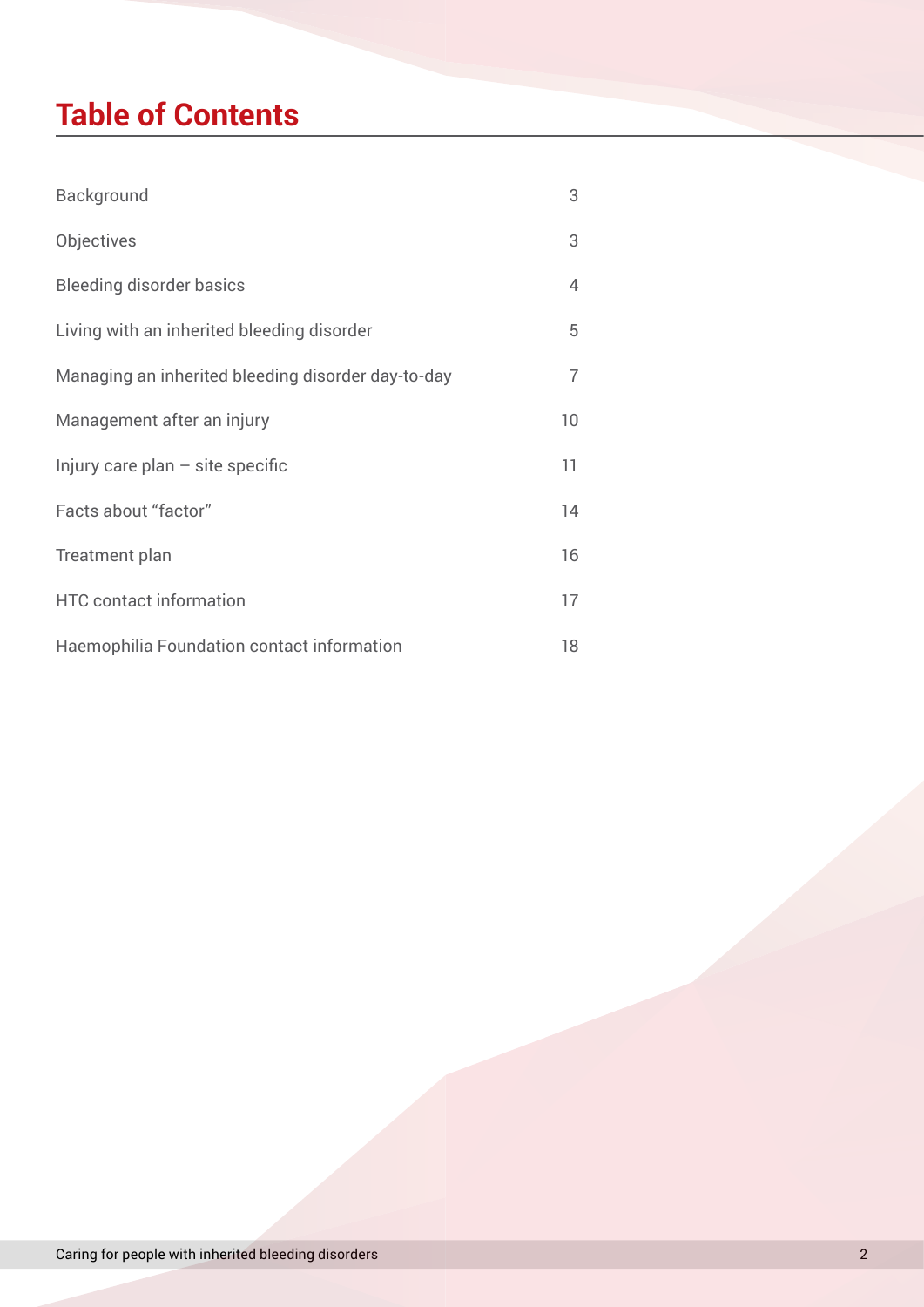# Table of Contents

| | |
|---|---|
| Background | 3 |
| Objectives | 3 |
| Bleeding disorder basics | 4 |
| Living with an inherited bleeding disorder | 5 |
| Managing an inherited bleeding disorder day-to-day | 7 |
| Management after an injury | 10 |
| Injury care plan – site specific | 11 |
| Facts about "factor" | 14 |
| Treatment plan | 16 |
| HTC contact information | 17 |
| Haemophilia Foundation contact information | 18 |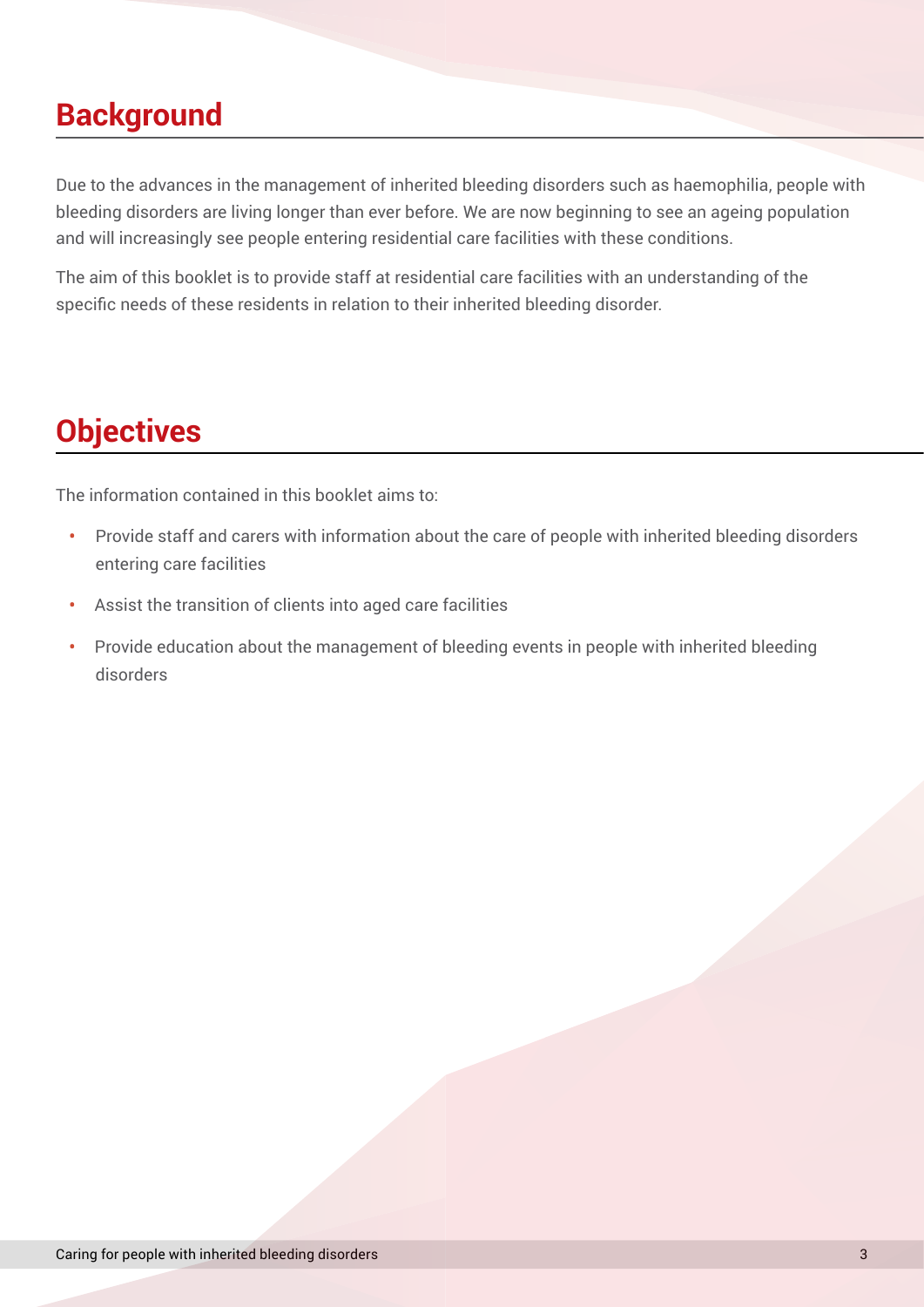## Background

Due to the advances in the management of inherited bleeding disorders such as haemophilia, people with bleeding disorders are living longer than ever before. We are now beginning to see an ageing population and will increasingly see people entering residential care facilities with these conditions.

The aim of this booklet is to provide staff at residential care facilities with an understanding of the specific needs of these residents in relation to their inherited bleeding disorder.

## Objectives

The information contained in this booklet aims to:

- Provide staff and carers with information about the care of people with inherited bleeding disorders entering care facilities
- Assist the transition of clients into aged care facilities
- Provide education about the management of bleeding events in people with inherited bleeding disorders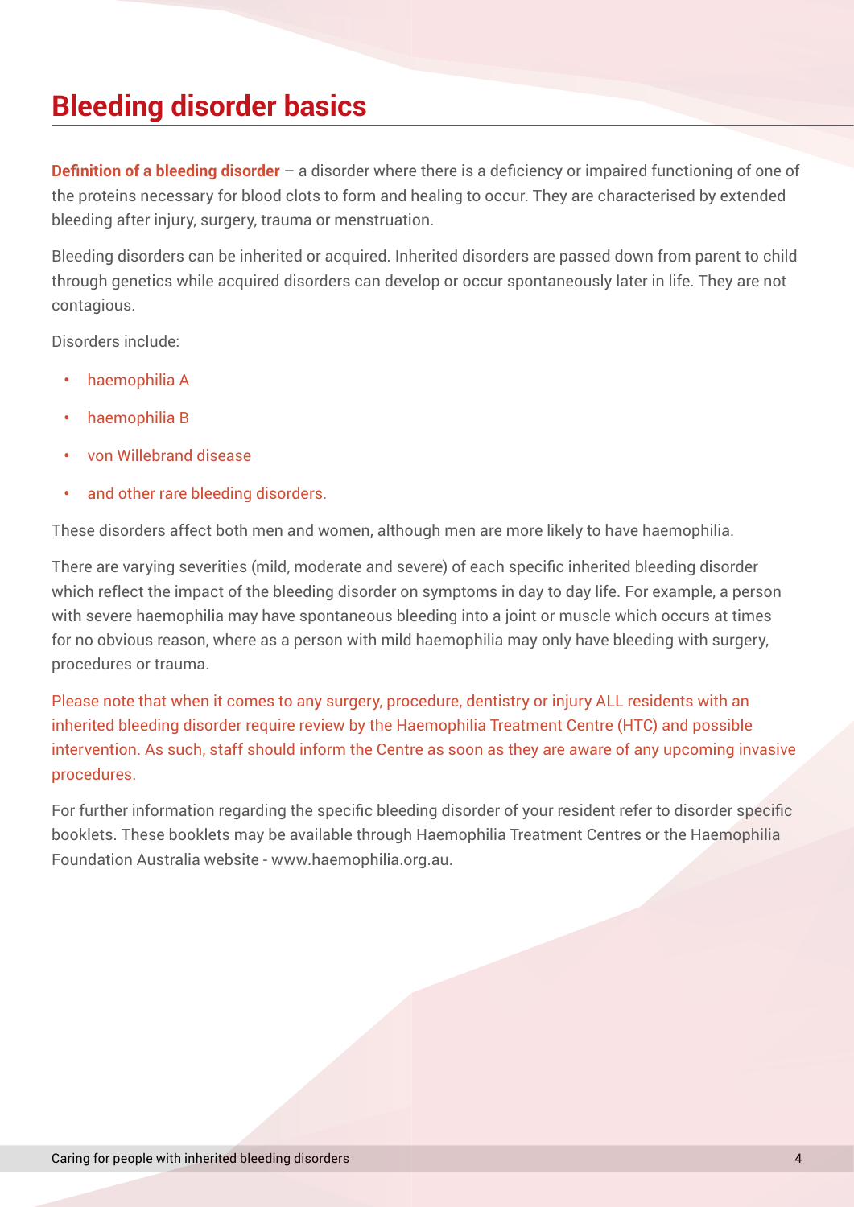# Bleeding disorder basics

**Definition of a bleeding disorder** – a disorder where there is a deficiency or impaired functioning of one of the proteins necessary for blood clots to form and healing to occur. They are characterised by extended bleeding after injury, surgery, trauma or menstruation.

Bleeding disorders can be inherited or acquired. Inherited disorders are passed down from parent to child through genetics while acquired disorders can develop or occur spontaneously later in life. They are not contagious.

Disorders include:

- haemophilia A
- haemophilia B
- von Willebrand disease
- and other rare bleeding disorders.

These disorders affect both men and women, although men are more likely to have haemophilia.

There are varying severities (mild, moderate and severe) of each specific inherited bleeding disorder which reflect the impact of the bleeding disorder on symptoms in day to day life. For example, a person with severe haemophilia may have spontaneous bleeding into a joint or muscle which occurs at times for no obvious reason, where as a person with mild haemophilia may only have bleeding with surgery, procedures or trauma.

Please note that when it comes to any surgery, procedure, dentistry or injury ALL residents with an inherited bleeding disorder require review by the Haemophilia Treatment Centre (HTC) and possible intervention. As such, staff should inform the Centre as soon as they are aware of any upcoming invasive procedures.

For further information regarding the specific bleeding disorder of your resident refer to disorder specific booklets. These booklets may be available through Haemophilia Treatment Centres or the Haemophilia Foundation Australia website - www.haemophilia.org.au.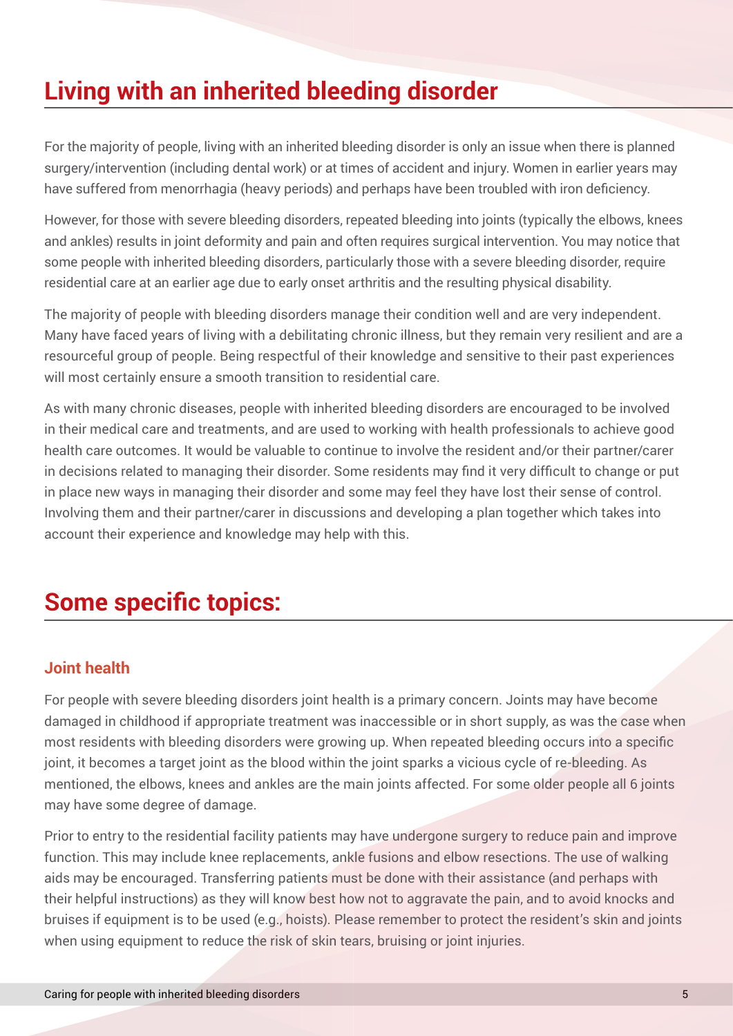# Living with an inherited bleeding disorder

For the majority of people, living with an inherited bleeding disorder is only an issue when there is planned surgery/intervention (including dental work) or at times of accident and injury. Women in earlier years may have suffered from menorrhagia (heavy periods) and perhaps have been troubled with iron deficiency.

However, for those with severe bleeding disorders, repeated bleeding into joints (typically the elbows, knees and ankles) results in joint deformity and pain and often requires surgical intervention. You may notice that some people with inherited bleeding disorders, particularly those with a severe bleeding disorder, require residential care at an earlier age due to early onset arthritis and the resulting physical disability.

The majority of people with bleeding disorders manage their condition well and are very independent. Many have faced years of living with a debilitating chronic illness, but they remain very resilient and are a resourceful group of people. Being respectful of their knowledge and sensitive to their past experiences will most certainly ensure a smooth transition to residential care.

As with many chronic diseases, people with inherited bleeding disorders are encouraged to be involved in their medical care and treatments, and are used to working with health professionals to achieve good health care outcomes. It would be valuable to continue to involve the resident and/or their partner/carer in decisions related to managing their disorder. Some residents may find it very difficult to change or put in place new ways in managing their disorder and some may feel they have lost their sense of control. Involving them and their partner/carer in discussions and developing a plan together which takes into account their experience and knowledge may help with this.

# Some specific topics:

### Joint health

For people with severe bleeding disorders joint health is a primary concern. Joints may have become damaged in childhood if appropriate treatment was inaccessible or in short supply, as was the case when most residents with bleeding disorders were growing up. When repeated bleeding occurs into a specific joint, it becomes a target joint as the blood within the joint sparks a vicious cycle of re-bleeding. As mentioned, the elbows, knees and ankles are the main joints affected. For some older people all 6 joints may have some degree of damage.

Prior to entry to the residential facility patients may have undergone surgery to reduce pain and improve function. This may include knee replacements, ankle fusions and elbow resections. The use of walking aids may be encouraged. Transferring patients must be done with their assistance (and perhaps with their helpful instructions) as they will know best how not to aggravate the pain, and to avoid knocks and bruises if equipment is to be used (e.g., hoists). Please remember to protect the resident's skin and joints when using equipment to reduce the risk of skin tears, bruising or joint injuries.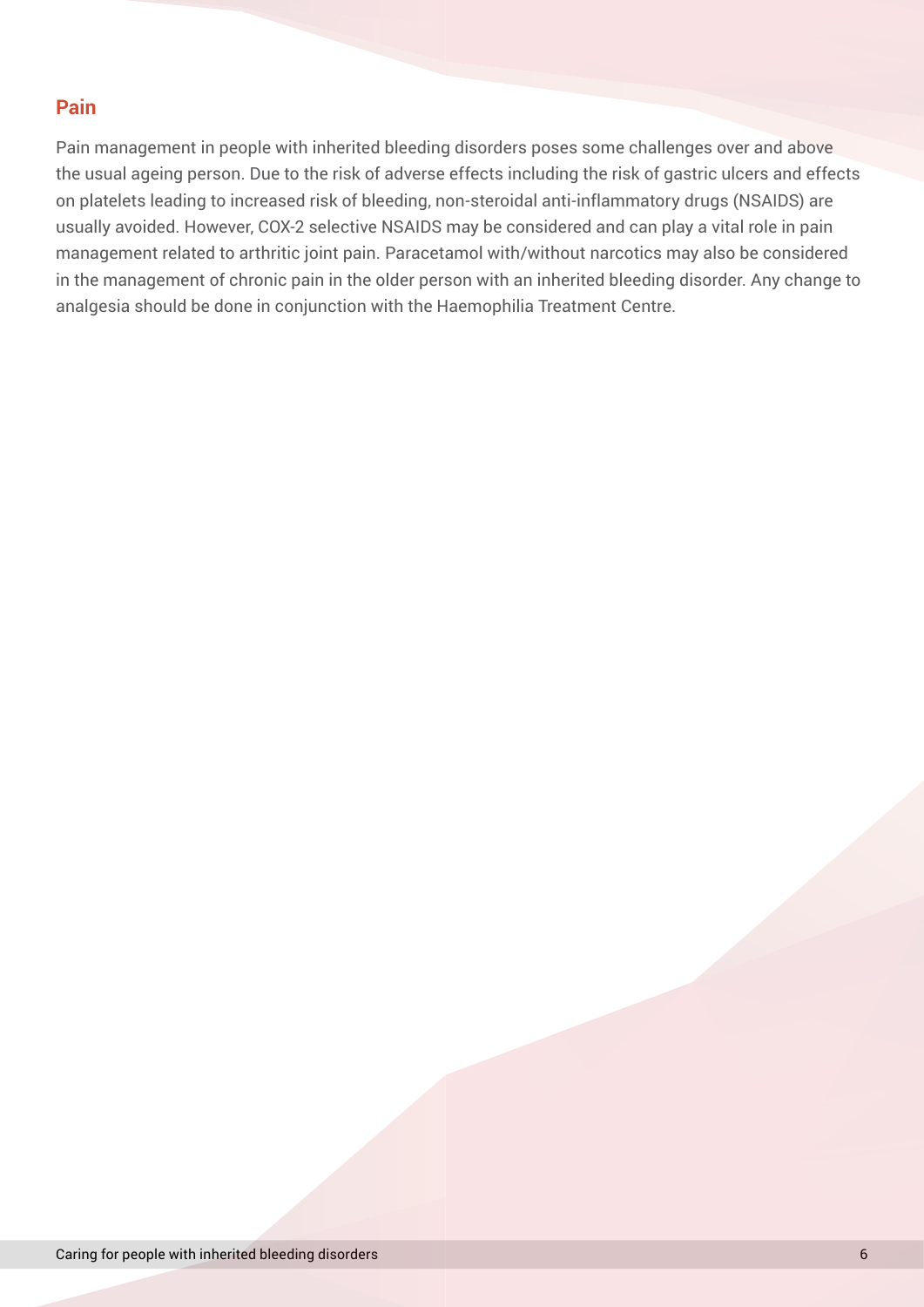## Pain

Pain management in people with inherited bleeding disorders poses some challenges over and above the usual ageing person. Due to the risk of adverse effects including the risk of gastric ulcers and effects on platelets leading to increased risk of bleeding, non-steroidal anti-inflammatory drugs (NSAIDS) are usually avoided. However, COX-2 selective NSAIDS may be considered and can play a vital role in pain management related to arthritic joint pain. Paracetamol with/without narcotics may also be considered in the management of chronic pain in the older person with an inherited bleeding disorder. Any change to analgesia should be done in conjunction with the Haemophilia Treatment Centre.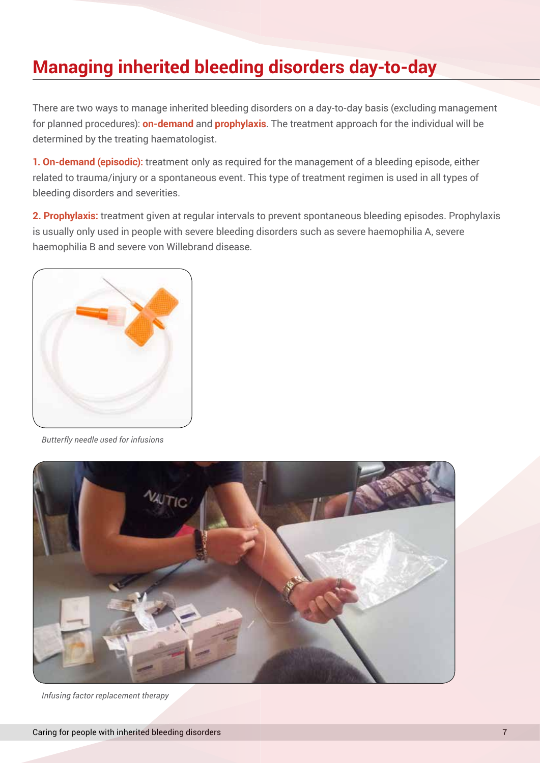# Managing inherited bleeding disorders day-to-day

There are two ways to manage inherited bleeding disorders on a day-to-day basis (excluding management for planned procedures): **on-demand** and **prophylaxis**. The treatment approach for the individual will be determined by the treating haematologist.

**1. On-demand (episodic):** treatment only as required for the management of a bleeding episode, either related to trauma/injury or a spontaneous event. This type of treatment regimen is used in all types of bleeding disorders and severities.

**2. Prophylaxis:** treatment given at regular intervals to prevent spontaneous bleeding episodes. Prophylaxis is usually only used in people with severe bleeding disorders such as severe haemophilia A, severe haemophilia B and severe von Willebrand disease.

*Butterfly needle used for infusions*

*Infusing factor replacement therapy*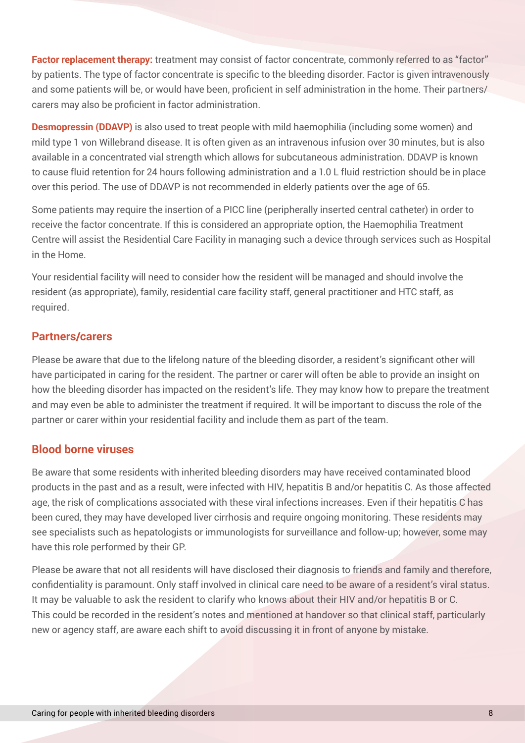**Factor replacement therapy:** treatment may consist of factor concentrate, commonly referred to as "factor" by patients. The type of factor concentrate is specific to the bleeding disorder. Factor is given intravenously and some patients will be, or would have been, proficient in self administration in the home. Their partners/carers may also be proficient in factor administration.

**Desmopressin (DDAVP)** is also used to treat people with mild haemophilia (including some women) and mild type 1 von Willebrand disease. It is often given as an intravenous infusion over 30 minutes, but is also available in a concentrated vial strength which allows for subcutaneous administration. DDAVP is known to cause fluid retention for 24 hours following administration and a 1.0 L fluid restriction should be in place over this period. The use of DDAVP is not recommended in elderly patients over the age of 65.

Some patients may require the insertion of a PICC line (peripherally inserted central catheter) in order to receive the factor concentrate. If this is considered an appropriate option, the Haemophilia Treatment Centre will assist the Residential Care Facility in managing such a device through services such as Hospital in the Home.

Your residential facility will need to consider how the resident will be managed and should involve the resident (as appropriate), family, residential care facility staff, general practitioner and HTC staff, as required.

## Partners/carers

Please be aware that due to the lifelong nature of the bleeding disorder, a resident's significant other will have participated in caring for the resident. The partner or carer will often be able to provide an insight on how the bleeding disorder has impacted on the resident's life. They may know how to prepare the treatment and may even be able to administer the treatment if required. It will be important to discuss the role of the partner or carer within your residential facility and include them as part of the team.

## Blood borne viruses

Be aware that some residents with inherited bleeding disorders may have received contaminated blood products in the past and as a result, were infected with HIV, hepatitis B and/or hepatitis C. As those affected age, the risk of complications associated with these viral infections increases. Even if their hepatitis C has been cured, they may have developed liver cirrhosis and require ongoing monitoring. These residents may see specialists such as hepatologists or immunologists for surveillance and follow-up; however, some may have this role performed by their GP.

Please be aware that not all residents will have disclosed their diagnosis to friends and family and therefore, confidentiality is paramount. Only staff involved in clinical care need to be aware of a resident's viral status. It may be valuable to ask the resident to clarify who knows about their HIV and/or hepatitis B or C. This could be recorded in the resident's notes and mentioned at handover so that clinical staff, particularly new or agency staff, are aware each shift to avoid discussing it in front of anyone by mistake.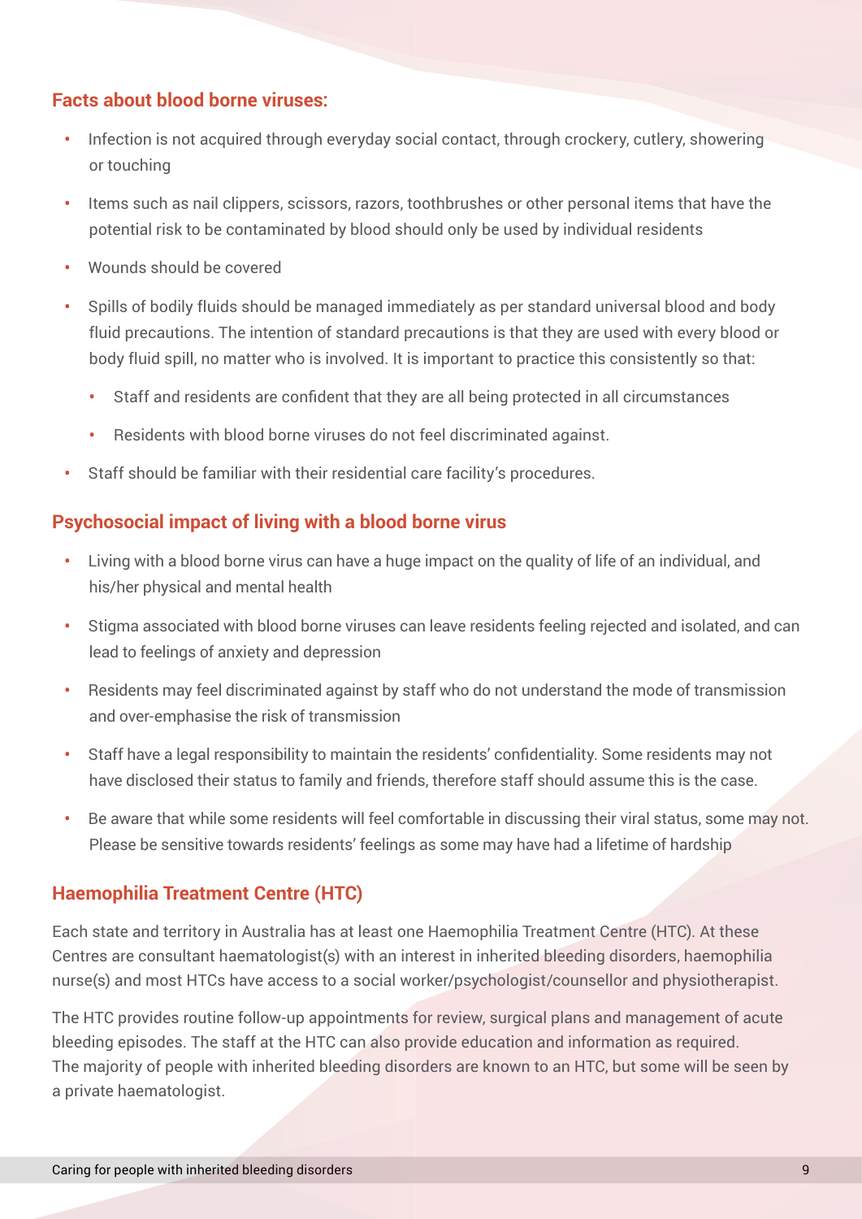## Facts about blood borne viruses:

- Infection is not acquired through everyday social contact, through crockery, cutlery, showering or touching
- Items such as nail clippers, scissors, razors, toothbrushes or other personal items that have the potential risk to be contaminated by blood should only be used by individual residents
- Wounds should be covered
- Spills of bodily fluids should be managed immediately as per standard universal blood and body fluid precautions. The intention of standard precautions is that they are used with every blood or body fluid spill, no matter who is involved. It is important to practice this consistently so that:
    - Staff and residents are confident that they are all being protected in all circumstances
    - Residents with blood borne viruses do not feel discriminated against.
- Staff should be familiar with their residential care facility's procedures.

## Psychosocial impact of living with a blood borne virus

- Living with a blood borne virus can have a huge impact on the quality of life of an individual, and his/her physical and mental health
- Stigma associated with blood borne viruses can leave residents feeling rejected and isolated, and can lead to feelings of anxiety and depression
- Residents may feel discriminated against by staff who do not understand the mode of transmission and over-emphasise the risk of transmission
- Staff have a legal responsibility to maintain the residents' confidentiality. Some residents may not have disclosed their status to family and friends, therefore staff should assume this is the case.
- Be aware that while some residents will feel comfortable in discussing their viral status, some may not. Please be sensitive towards residents' feelings as some may have had a lifetime of hardship

## Haemophilia Treatment Centre (HTC)

Each state and territory in Australia has at least one Haemophilia Treatment Centre (HTC). At these Centres are consultant haematologist(s) with an interest in inherited bleeding disorders, haemophilia nurse(s) and most HTCs have access to a social worker/psychologist/counsellor and physiotherapist.

The HTC provides routine follow-up appointments for review, surgical plans and management of acute bleeding episodes. The staff at the HTC can also provide education and information as required. The majority of people with inherited bleeding disorders are known to an HTC, but some will be seen by a private haematologist.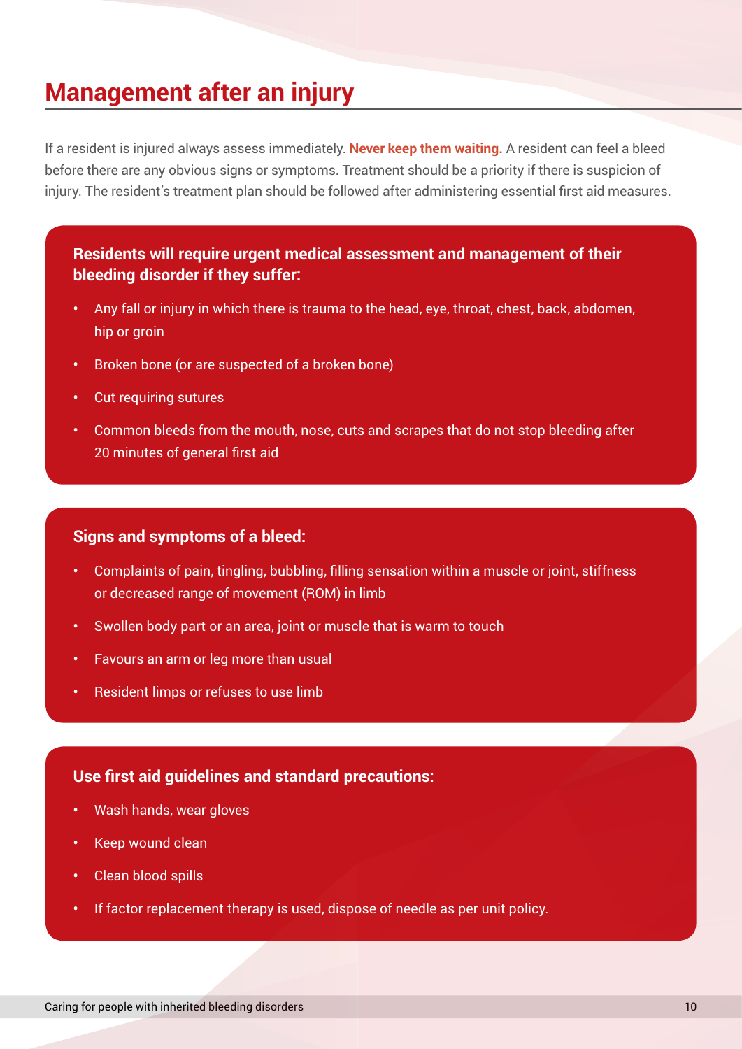# Management after an injury

If a resident is injured always assess immediately. **Never keep them waiting.** A resident can feel a bleed before there are any obvious signs or symptoms. Treatment should be a priority if there is suspicion of injury. The resident's treatment plan should be followed after administering essential first aid measures.

**Residents will require urgent medical assessment and management of their bleeding disorder if they suffer:**

- Any fall or injury in which there is trauma to the head, eye, throat, chest, back, abdomen, hip or groin
- Broken bone (or are suspected of a broken bone)
- Cut requiring sutures
- Common bleeds from the mouth, nose, cuts and scrapes that do not stop bleeding after 20 minutes of general first aid

**Signs and symptoms of a bleed:**

- Complaints of pain, tingling, bubbling, filling sensation within a muscle or joint, stiffness or decreased range of movement (ROM) in limb
- Swollen body part or an area, joint or muscle that is warm to touch
- Favours an arm or leg more than usual
- Resident limps or refuses to use limb

**Use first aid guidelines and standard precautions:**

- Wash hands, wear gloves
- Keep wound clean
- Clean blood spills
- If factor replacement therapy is used, dispose of needle as per unit policy.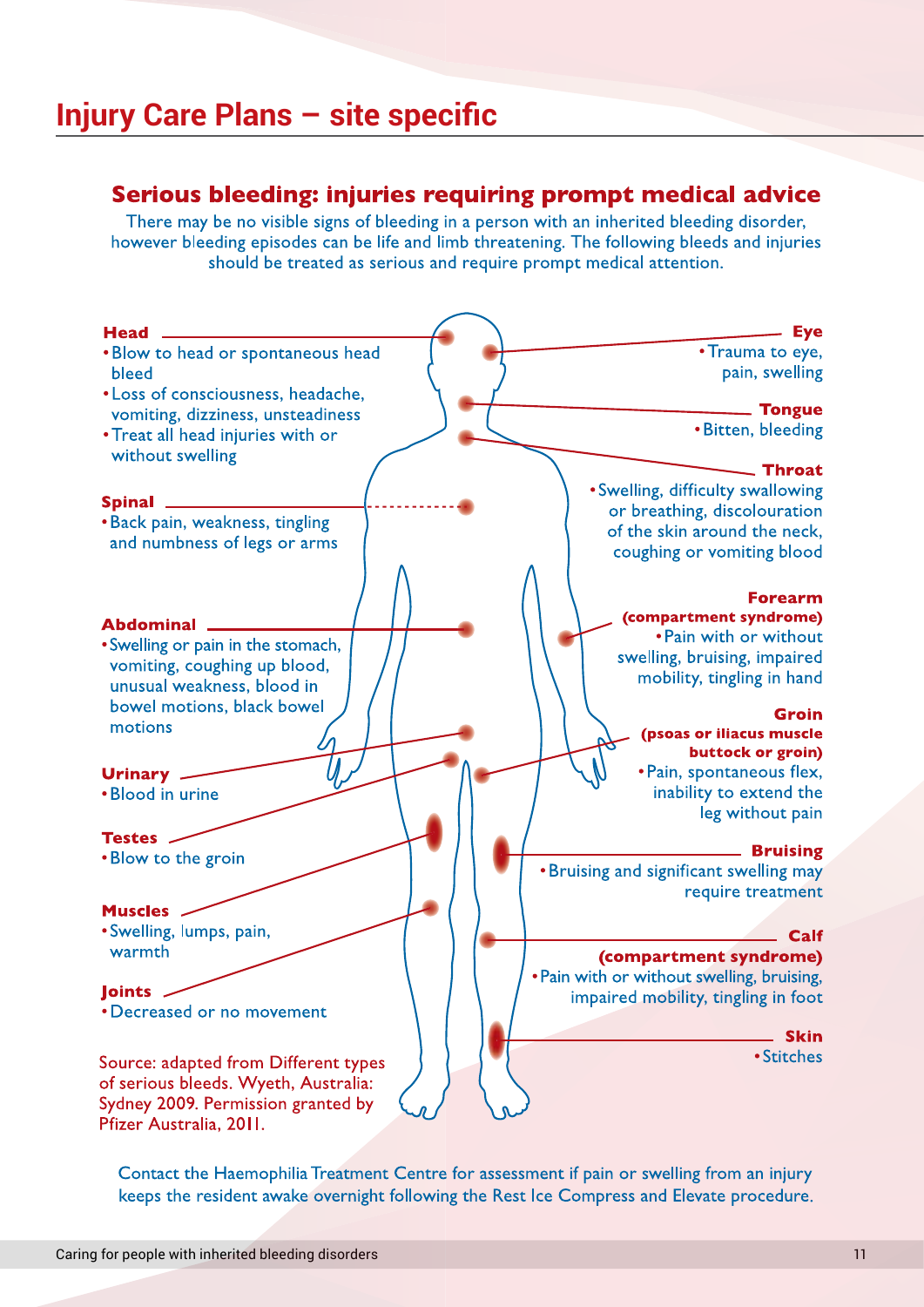# Injury Care Plans – site specific

## Serious bleeding: injuries requiring prompt medical advice

There may be no visible signs of bleeding in a person with an inherited bleeding disorder, however bleeding episodes can be life and limb threatening. The following bleeds and injuries should be treated as serious and require prompt medical attention.

**Head**
- Blow to head or spontaneous head bleed
- Loss of consciousness, headache, vomiting, dizziness, unsteadiness
- Treat all head injuries with or without swelling

**Spinal**
- Back pain, weakness, tingling and numbness of legs or arms

**Abdominal**
- Swelling or pain in the stomach, vomiting, coughing up blood, unusual weakness, blood in bowel motions, black bowel motions

**Urinary**
- Blood in urine

**Testes**
- Blow to the groin

**Muscles**
- Swelling, lumps, pain, warmth

**Joints**
- Decreased or no movement

**Eye**
- Trauma to eye, pain, swelling

**Tongue**
- Bitten, bleeding

**Throat**
- Swelling, difficulty swallowing or breathing, discolouration of the skin around the neck, coughing or vomiting blood

**Forearm (compartment syndrome)**
- Pain with or without swelling, bruising, impaired mobility, tingling in hand

**Groin (psoas or iliacus muscle buttock or groin)**
- Pain, spontaneous flex, inability to extend the leg without pain

**Bruising**
- Bruising and significant swelling may require treatment

**Calf (compartment syndrome)**
- Pain with or without swelling, bruising, impaired mobility, tingling in foot

**Skin**
- Stitches

Source: adapted from Different types of serious bleeds. Wyeth, Australia: Sydney 2009. Permission granted by Pfizer Australia, 2011.

Contact the Haemophilia Treatment Centre for assessment if pain or swelling from an injury keeps the resident awake overnight following the Rest Ice Compress and Elevate procedure.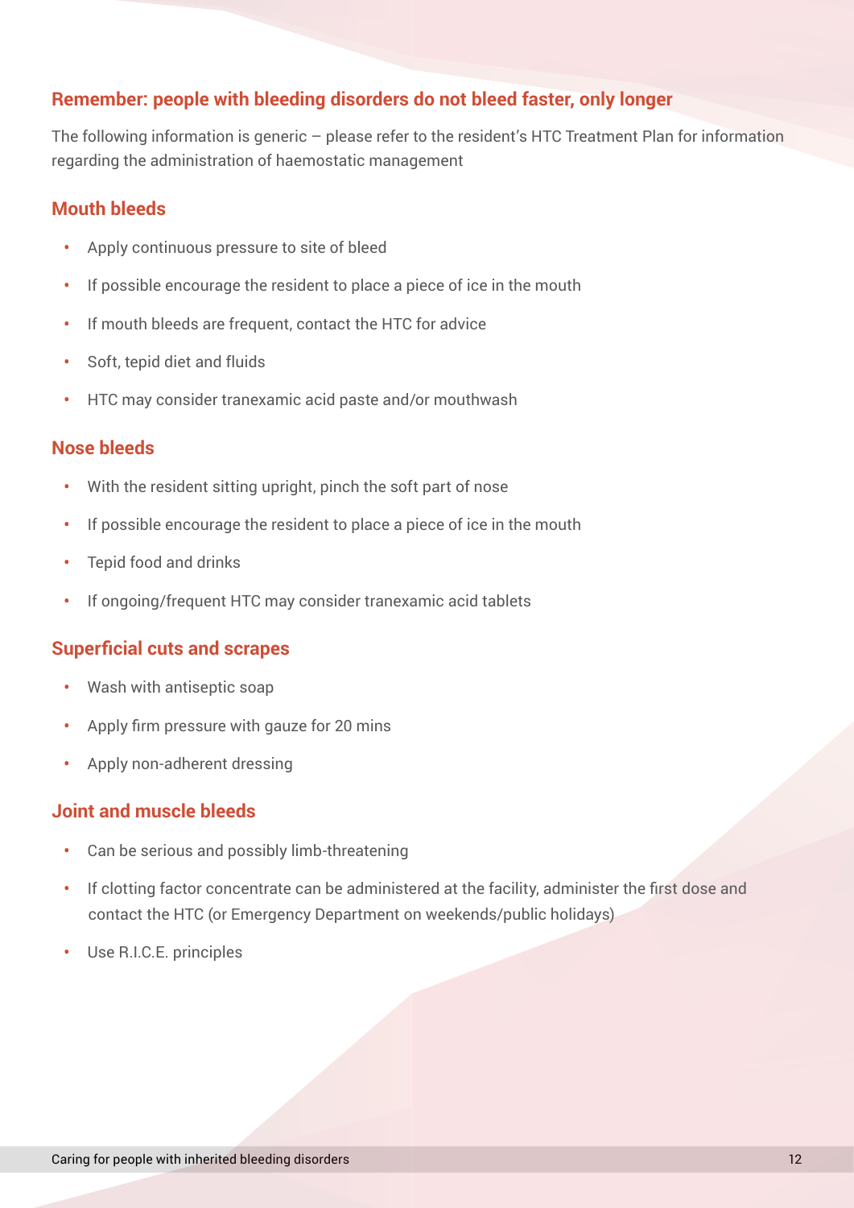**Remember: people with bleeding disorders do not bleed faster, only longer**

The following information is generic – please refer to the resident's HTC Treatment Plan for information regarding the administration of haemostatic management

## Mouth bleeds

- Apply continuous pressure to site of bleed
- If possible encourage the resident to place a piece of ice in the mouth
- If mouth bleeds are frequent, contact the HTC for advice
- Soft, tepid diet and fluids
- HTC may consider tranexamic acid paste and/or mouthwash

## Nose bleeds

- With the resident sitting upright, pinch the soft part of nose
- If possible encourage the resident to place a piece of ice in the mouth
- Tepid food and drinks
- If ongoing/frequent HTC may consider tranexamic acid tablets

## Superficial cuts and scrapes

- Wash with antiseptic soap
- Apply firm pressure with gauze for 20 mins
- Apply non-adherent dressing

## Joint and muscle bleeds

- Can be serious and possibly limb-threatening
- If clotting factor concentrate can be administered at the facility, administer the first dose and contact the HTC (or Emergency Department on weekends/public holidays)
- Use R.I.C.E. principles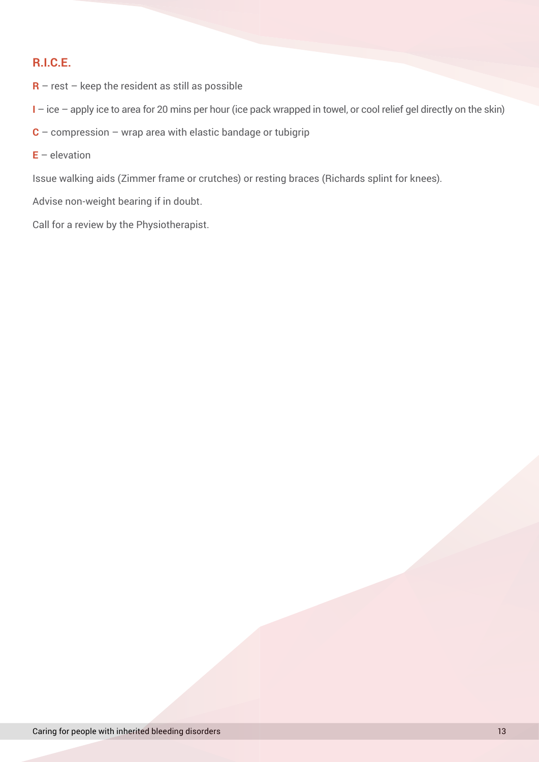## R.I.C.E.

**R** – rest – keep the resident as still as possible

**I** – ice – apply ice to area for 20 mins per hour (ice pack wrapped in towel, or cool relief gel directly on the skin)

**C** – compression – wrap area with elastic bandage or tubigrip

**E** – elevation

Issue walking aids (Zimmer frame or crutches) or resting braces (Richards splint for knees).

Advise non-weight bearing if in doubt.

Call for a review by the Physiotherapist.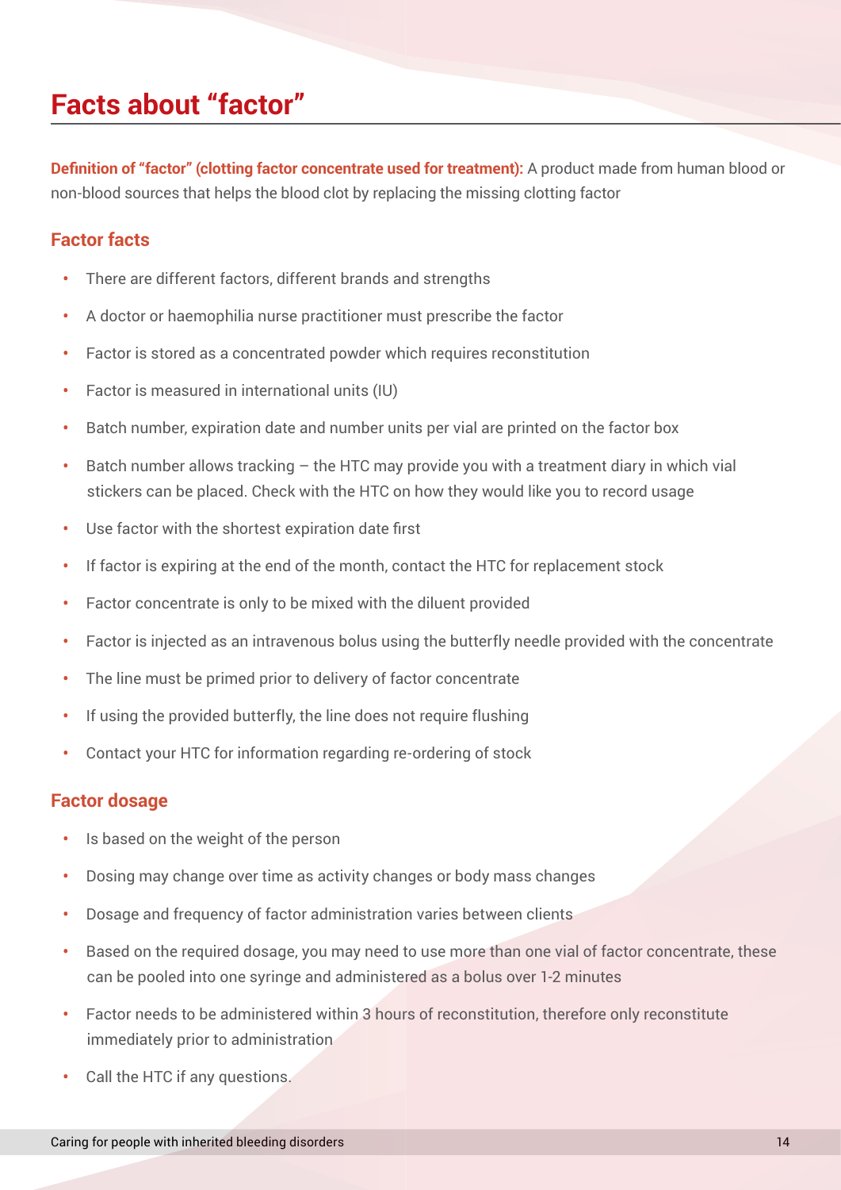# Facts about “factor”

**Definition of “factor” (clotting factor concentrate used for treatment):** A product made from human blood or non-blood sources that helps the blood clot by replacing the missing clotting factor

## Factor facts

- There are different factors, different brands and strengths
- A doctor or haemophilia nurse practitioner must prescribe the factor
- Factor is stored as a concentrated powder which requires reconstitution
- Factor is measured in international units (IU)
- Batch number, expiration date and number units per vial are printed on the factor box
- Batch number allows tracking – the HTC may provide you with a treatment diary in which vial stickers can be placed. Check with the HTC on how they would like you to record usage
- Use factor with the shortest expiration date first
- If factor is expiring at the end of the month, contact the HTC for replacement stock
- Factor concentrate is only to be mixed with the diluent provided
- Factor is injected as an intravenous bolus using the butterfly needle provided with the concentrate
- The line must be primed prior to delivery of factor concentrate
- If using the provided butterfly, the line does not require flushing
- Contact your HTC for information regarding re-ordering of stock

## Factor dosage

- Is based on the weight of the person
- Dosing may change over time as activity changes or body mass changes
- Dosage and frequency of factor administration varies between clients
- Based on the required dosage, you may need to use more than one vial of factor concentrate, these can be pooled into one syringe and administered as a bolus over 1-2 minutes
- Factor needs to be administered within 3 hours of reconstitution, therefore only reconstitute immediately prior to administration
- Call the HTC if any questions.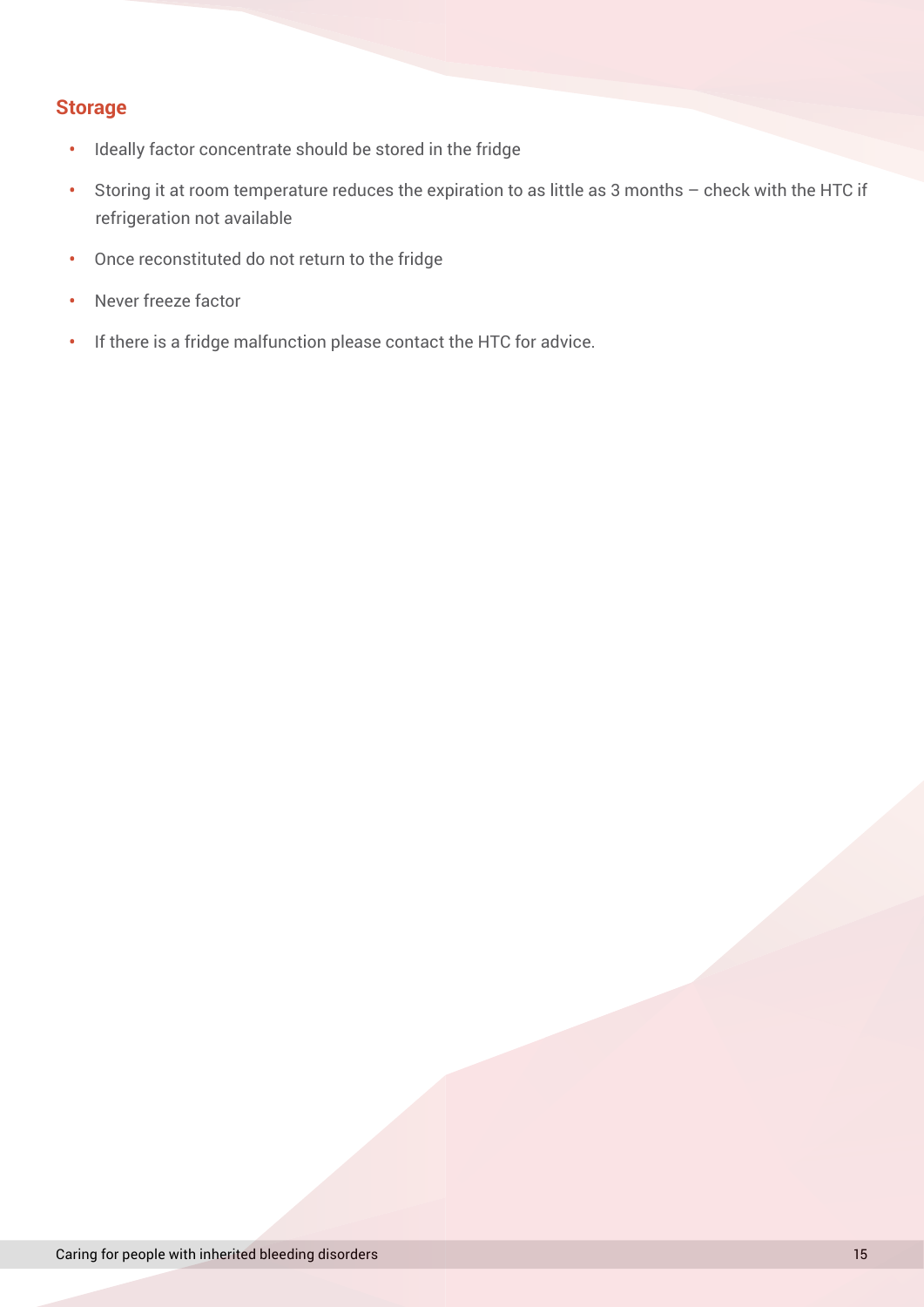## Storage

- Ideally factor concentrate should be stored in the fridge
- Storing it at room temperature reduces the expiration to as little as 3 months – check with the HTC if refrigeration not available
- Once reconstituted do not return to the fridge
- Never freeze factor
- If there is a fridge malfunction please contact the HTC for advice.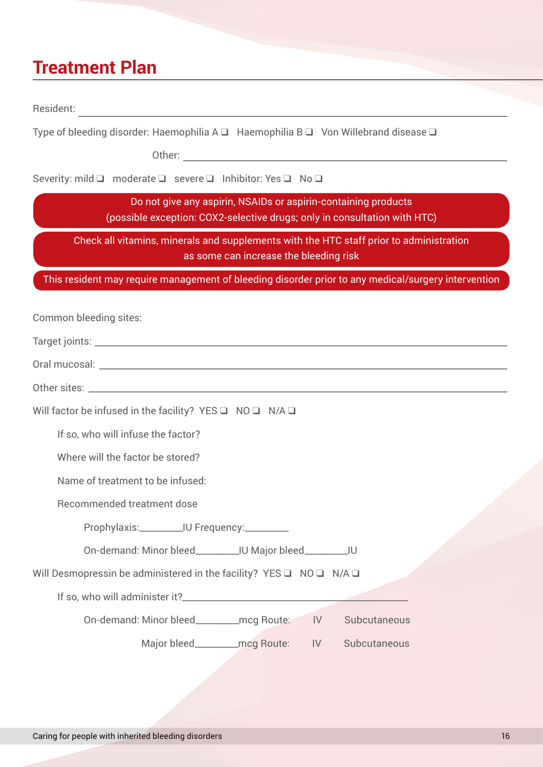# Treatment Plan

Resident: ______________________________________________

Type of bleeding disorder: Haemophilia A ❑ Haemophilia B ❑ Von Willebrand disease ❑

Other: ______________________________________________

Severity: mild ❑ moderate ❑ severe ❑ Inhibitor: Yes ❑ No ❑

**Do not give any aspirin, NSAIDs or aspirin-containing products (possible exception: COX2-selective drugs; only in consultation with HTC)**

**Check all vitamins, minerals and supplements with the HTC staff prior to administration as some can increase the bleeding risk**

**This resident may require management of bleeding disorder prior to any medical/surgery intervention**

Common bleeding sites:

Target joints: ______________________________________________

Oral mucosal: ______________________________________________

Other sites: ______________________________________________

Will factor be infused in the facility? YES ❑ NO ❑ N/A ❑

If so, who will infuse the factor?

Where will the factor be stored?

Name of treatment to be infused:

Recommended treatment dose

Prophylaxis:________IU Frequency:________

On-demand: Minor bleed________IU Major bleed________IU

Will Desmopressin be administered in the facility? YES ❑ NO ❑ N/A ❑

If so, who will administer it?______________________________________________

On-demand: Minor bleed________mcg Route: IV Subcutaneous

Major bleed________mcg Route: IV Subcutaneous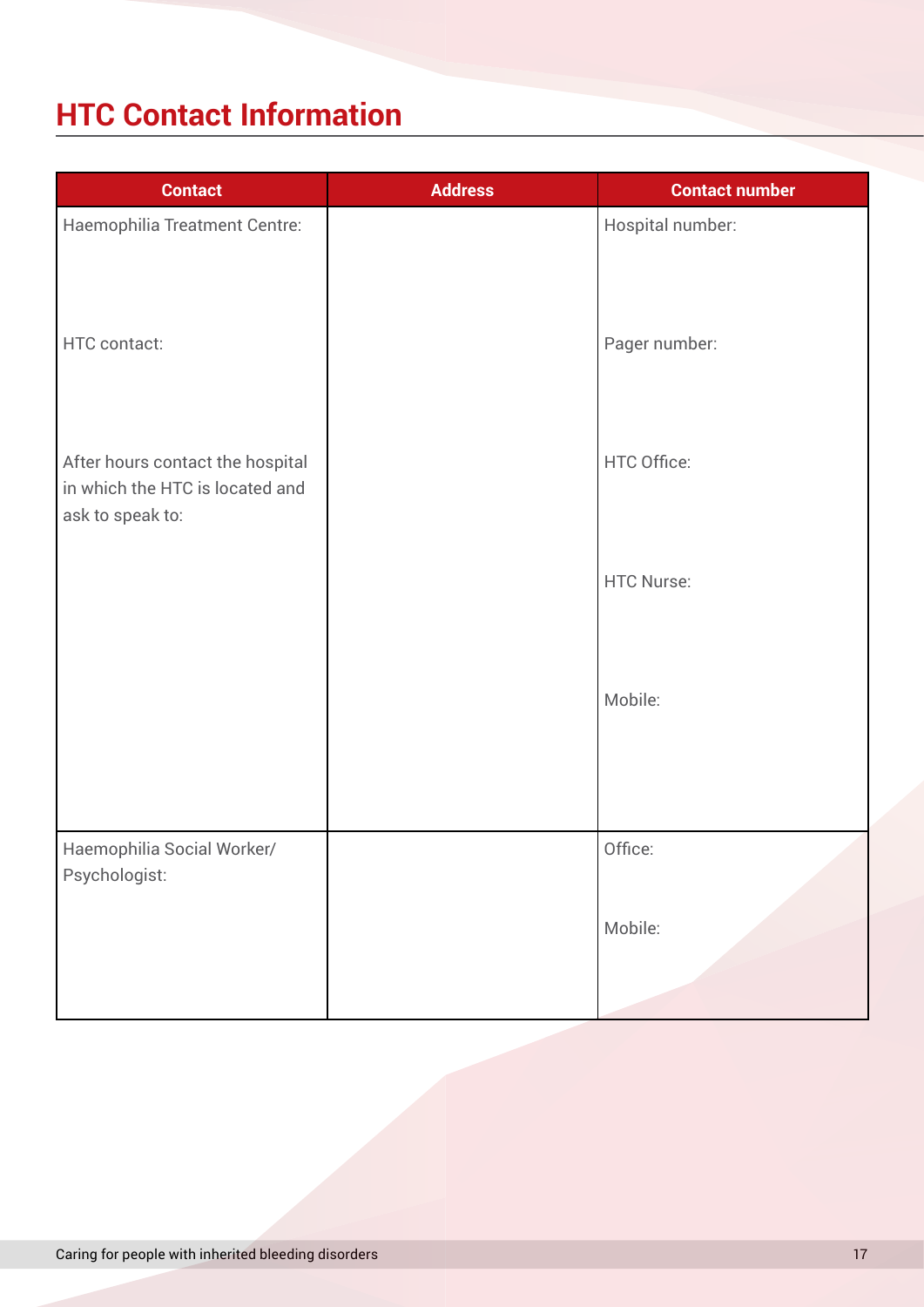# HTC Contact Information

| Contact | Address | Contact number |
| --- | --- | --- |
| Haemophilia Treatment Centre: | | Hospital number: |
| HTC contact: | | Pager number: |
| After hours contact the hospital in which the HTC is located and ask to speak to: | | HTC Office: |
| | | HTC Nurse: |
| | | Mobile: |
| Haemophilia Social Worker/ Psychologist: | | Office: |
| | | Mobile: |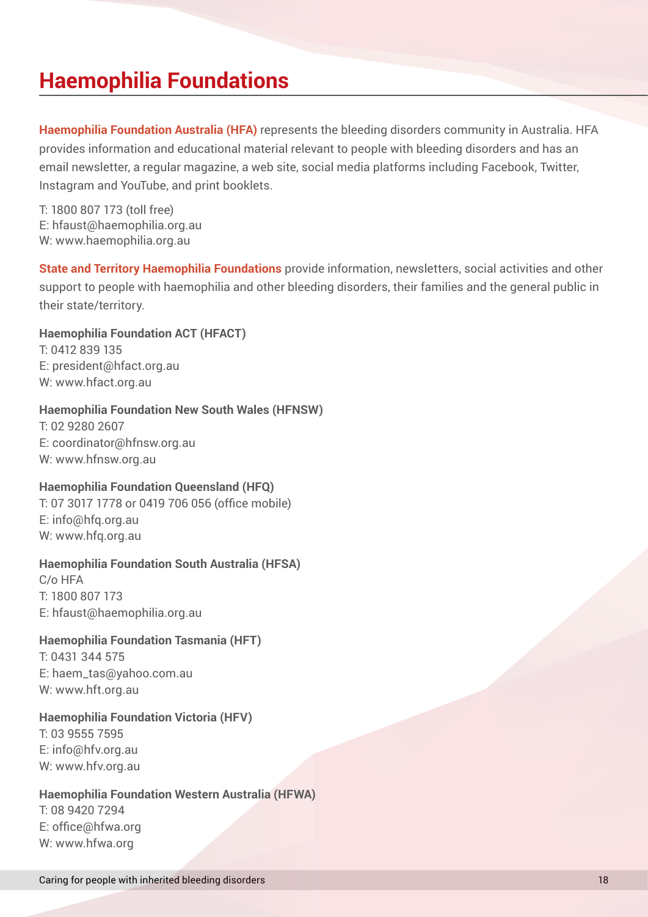# Haemophilia Foundations

**Haemophilia Foundation Australia (HFA)** represents the bleeding disorders community in Australia. HFA provides information and educational material relevant to people with bleeding disorders and has an email newsletter, a regular magazine, a web site, social media platforms including Facebook, Twitter, Instagram and YouTube, and print booklets.

T: 1800 807 173 (toll free)  
E: hfaust@haemophilia.org.au  
W: www.haemophilia.org.au

**State and Territory Haemophilia Foundations** provide information, newsletters, social activities and other support to people with haemophilia and other bleeding disorders, their families and the general public in their state/territory.

**Haemophilia Foundation ACT (HFACT)**  
T: 0412 839 135  
E: president@hfact.org.au  
W: www.hfact.org.au

**Haemophilia Foundation New South Wales (HFNSW)**  
T: 02 9280 2607  
E: coordinator@hfnsw.org.au  
W: www.hfnsw.org.au

**Haemophilia Foundation Queensland (HFQ)**  
T: 07 3017 1778 or 0419 706 056 (office mobile)  
E: info@hfq.org.au  
W: www.hfq.org.au

**Haemophilia Foundation South Australia (HFSA)**  
C/o HFA  
T: 1800 807 173  
E: hfaust@haemophilia.org.au

**Haemophilia Foundation Tasmania (HFT)**  
T: 0431 344 575  
E: haem_tas@yahoo.com.au  
W: www.hft.org.au

**Haemophilia Foundation Victoria (HFV)**  
T: 03 9555 7595  
E: info@hfv.org.au  
W: www.hfv.org.au

**Haemophilia Foundation Western Australia (HFWA)**  
T: 08 9420 7294  
E: office@hfwa.org  
W: www.hfwa.org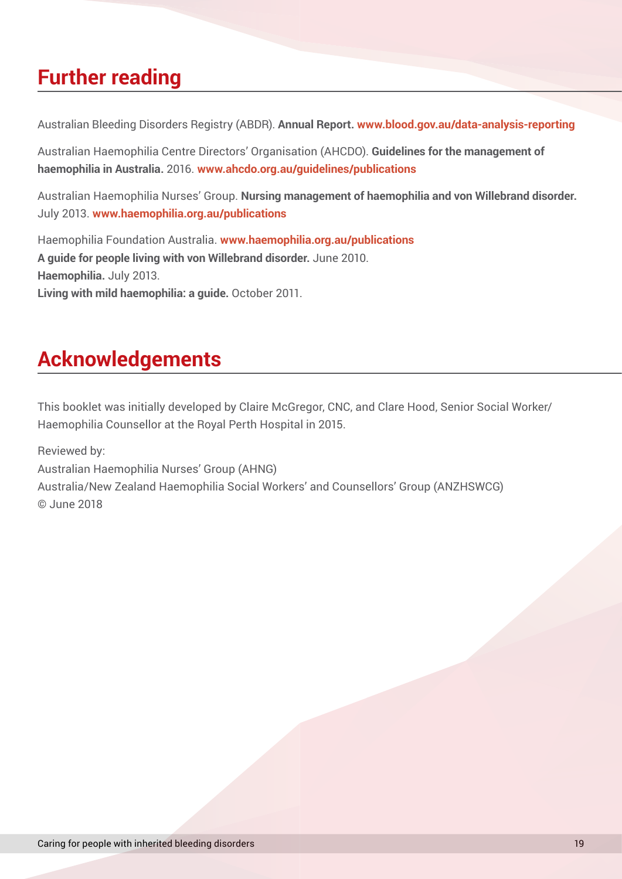## Further reading

Australian Bleeding Disorders Registry (ABDR). **Annual Report.** **www.blood.gov.au/data-analysis-reporting**

Australian Haemophilia Centre Directors' Organisation (AHCDO). **Guidelines for the management of haemophilia in Australia.** 2016. **www.ahcdo.org.au/guidelines/publications**

Australian Haemophilia Nurses' Group. **Nursing management of haemophilia and von Willebrand disorder.** July 2013. **www.haemophilia.org.au/publications**

Haemophilia Foundation Australia. **www.haemophilia.org.au/publications**
**A guide for people living with von Willebrand disorder.** June 2010.
**Haemophilia.** July 2013.
**Living with mild haemophilia: a guide.** October 2011.

## Acknowledgements

This booklet was initially developed by Claire McGregor, CNC, and Clare Hood, Senior Social Worker/ Haemophilia Counsellor at the Royal Perth Hospital in 2015.

Reviewed by:
Australian Haemophilia Nurses' Group (AHNG)
Australia/New Zealand Haemophilia Social Workers' and Counsellors' Group (ANZHSWCG)
© June 2018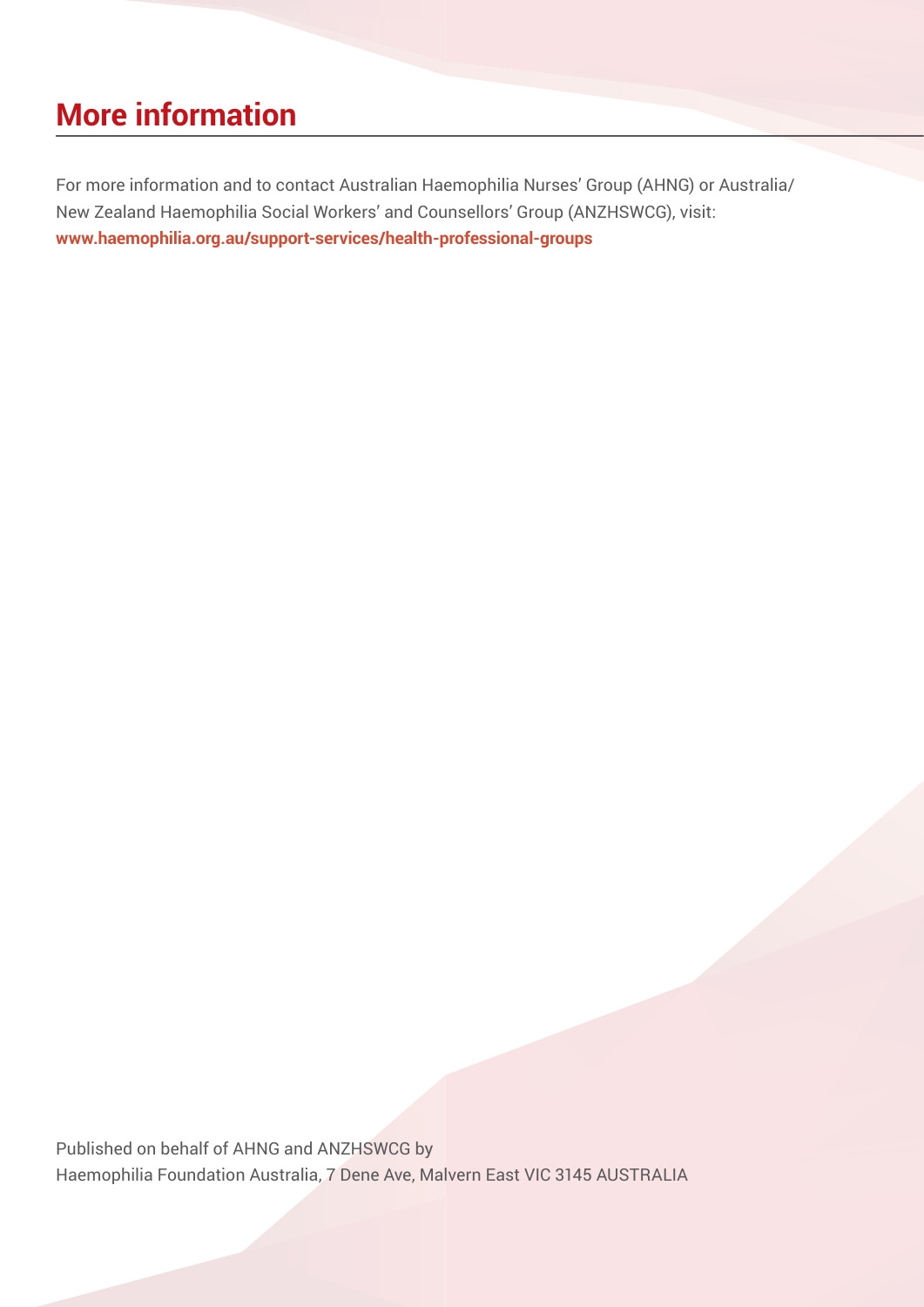# More information

For more information and to contact Australian Haemophilia Nurses' Group (AHNG) or Australia/New Zealand Haemophilia Social Workers' and Counsellors' Group (ANZHSWCG), visit:
**www.haemophilia.org.au/support-services/health-professional-groups**

Published on behalf of AHNG and ANZHSWCG by
Haemophilia Foundation Australia, 7 Dene Ave, Malvern East VIC 3145 AUSTRALIA